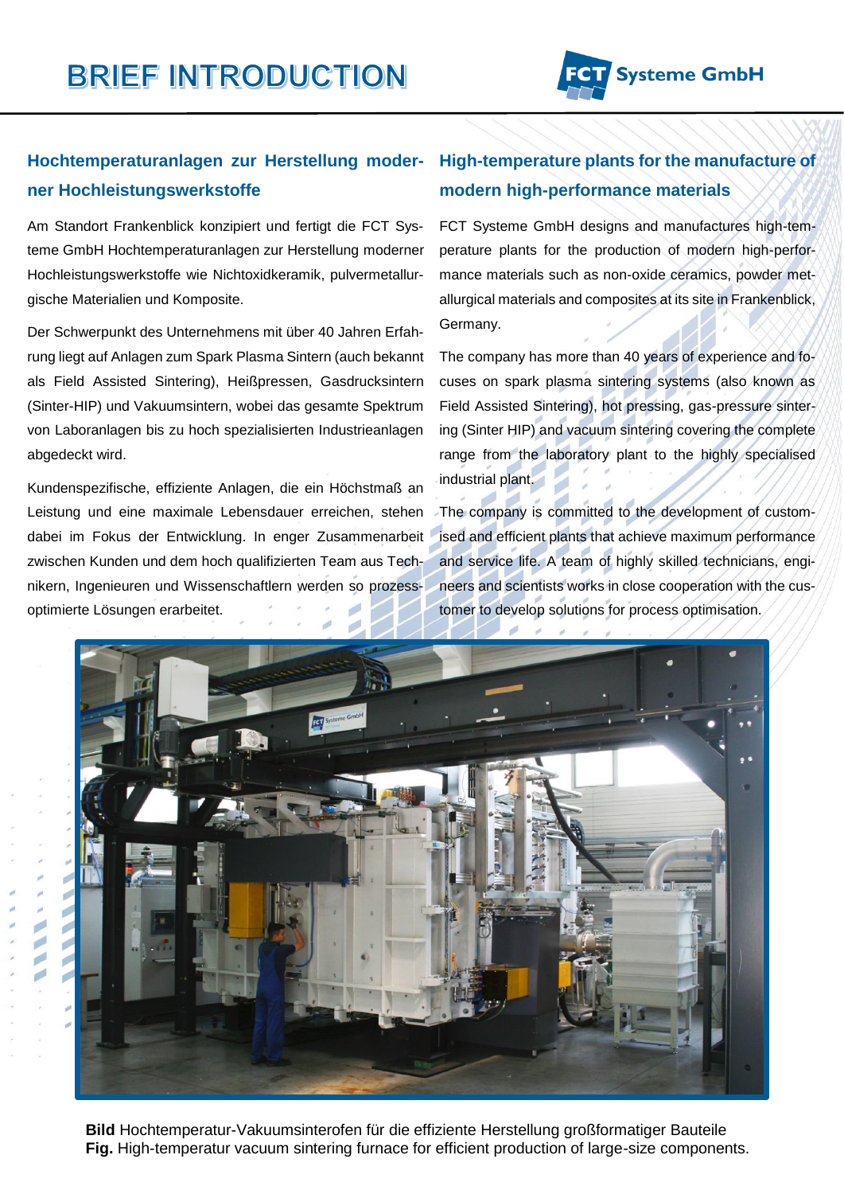# BRIEF INTRODUCTION

## Hochtemperaturanlagen zur Herstellung moderner Hochleistungswerkstoffe

Am Standort Frankenblick konzipiert und fertigt die FCT Systeme GmbH Hochtemperaturanlagen zur Herstellung moderner Hochleistungswerkstoffe wie Nichtoxidkeramik, pulvermetallurgische Materialien und Komposite.

Der Schwerpunkt des Unternehmens mit über 40 Jahren Erfahrung liegt auf Anlagen zum Spark Plasma Sintern (auch bekannt als Field Assisted Sintering), Heißpressen, Gasdrucksintern (Sinter-HIP) und Vakuumsintern, wobei das gesamte Spektrum von Laboranlagen bis zu hoch spezialisierten Industrieanlagen abgedeckt wird.

Kundenspezifische, effiziente Anlagen, die ein Höchstmaß an Leistung und eine maximale Lebensdauer erreichen, stehen dabei im Fokus der Entwicklung. In enger Zusammenarbeit zwischen Kunden und dem hoch qualifizierten Team aus Technikern, Ingenieuren und Wissenschaftlern werden so prozessoptimierte Lösungen erarbeitet.

## High-temperature plants for the manufacture of modern high-performance materials

FCT Systeme GmbH designs and manufactures high-temperature plants for the production of modern high-performance materials such as non-oxide ceramics, powder metallurgical materials and composites at its site in Frankenblick, Germany.

The company has more than 40 years of experience and focuses on spark plasma sintering systems (also known as Field Assisted Sintering), hot pressing, gas-pressure sintering (Sinter HIP) and vacuum sintering covering the complete range from the laboratory plant to the highly specialised industrial plant.

The company is committed to the development of customised and efficient plants that achieve maximum performance and service life. A team of highly skilled technicians, engineers and scientists works in close cooperation with the customer to develop solutions for process optimisation.

**Bild** Hochtemperatur-Vakuumsinterofen für die effiziente Herstellung großformatiger Bauteile
**Fig.** High-temperatur vacuum sintering furnace for efficient production of large-size components.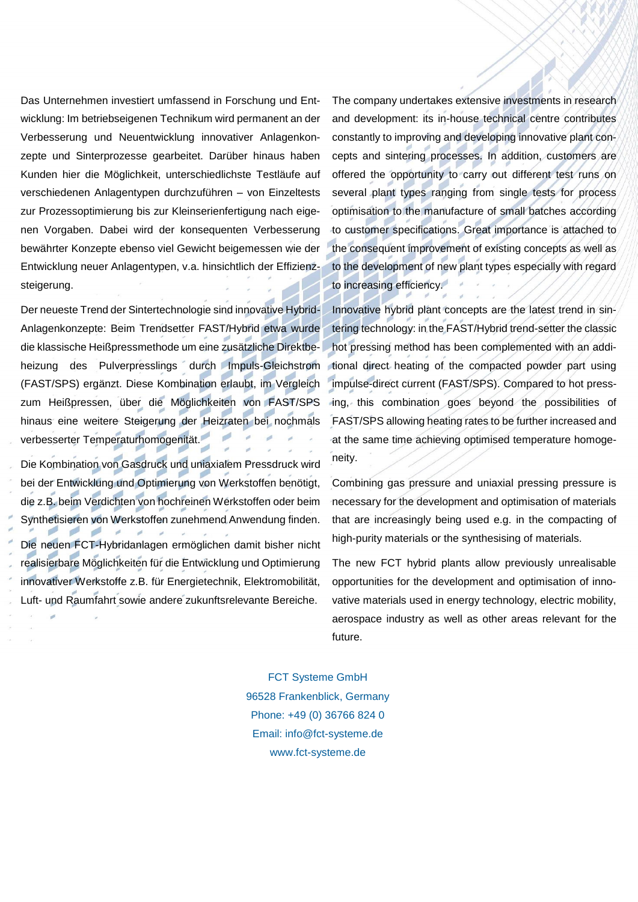Das Unternehmen investiert umfassend in Forschung und Entwicklung: Im betriebseigenen Technikum wird permanent an der Verbesserung und Neuentwicklung innovativer Anlagenkonzepte und Sinterprozesse gearbeitet. Darüber hinaus haben Kunden hier die Möglichkeit, unterschiedlichste Testläufe auf verschiedenen Anlagentypen durchzuführen – von Einzeltests zur Prozessoptimierung bis zur Kleinserienfertigung nach eigenen Vorgaben. Dabei wird der konsequenten Verbesserung bewährter Konzepte ebenso viel Gewicht beigemessen wie der Entwicklung neuer Anlagentypen, v.a. hinsichtlich der Effizienzsteigerung.

Der neueste Trend der Sintertechnologie sind innovative Hybrid-Anlagenkonzepte: Beim Trendsetter FAST/Hybrid etwa wurde die klassische Heißpressmethode um eine zusätzliche Direktbeheizung des Pulverpresslings durch Impuls-Gleichstrom (FAST/SPS) ergänzt. Diese Kombination erlaubt, im Vergleich zum Heißpressen, über die Möglichkeiten von FAST/SPS hinaus eine weitere Steigerung der Heizraten bei nochmals verbesserter Temperaturhomogenität.

Die Kombination von Gasdruck und uniaxialem Pressdruck wird bei der Entwicklung und Optimierung von Werkstoffen benötigt, die z.B. beim Verdichten von hochreinen Werkstoffen oder beim Synthetisieren von Werkstoffen zunehmend Anwendung finden.

Die neuen FCT-Hybridanlagen ermöglichen damit bisher nicht realisierbare Möglichkeiten für die Entwicklung und Optimierung innovativer Werkstoffe z.B. für Energietechnik, Elektromobilität, Luft- und Raumfahrt sowie andere zukunftsrelevante Bereiche.

The company undertakes extensive investments in research and development: its in-house technical centre contributes constantly to improving and developing innovative plant concepts and sintering processes. In addition, customers are offered the opportunity to carry out different test runs on several plant types ranging from single tests for process optimisation to the manufacture of small batches according to customer specifications. Great importance is attached to the consequent improvement of existing concepts as well as to the development of new plant types especially with regard to increasing efficiency.

Innovative hybrid plant concepts are the latest trend in sintering technology: in the FAST/Hybrid trend-setter the classic hot pressing method has been complemented with an additional direct heating of the compacted powder part using impulse-direct current (FAST/SPS). Compared to hot pressing, this combination goes beyond the possibilities of FAST/SPS allowing heating rates to be further increased and at the same time achieving optimised temperature homogeneity.

Combining gas pressure and uniaxial pressing pressure is necessary for the development and optimisation of materials that are increasingly being used e.g. in the compacting of high-purity materials or the synthesising of materials.

The new FCT hybrid plants allow previously unrealisable opportunities for the development and optimisation of innovative materials used in energy technology, electric mobility, aerospace industry as well as other areas relevant for the future.

FCT Systeme GmbH
96528 Frankenblick, Germany
Phone: +49 (0) 36766 824 0
Email: info@fct-systeme.de
www.fct-systeme.de